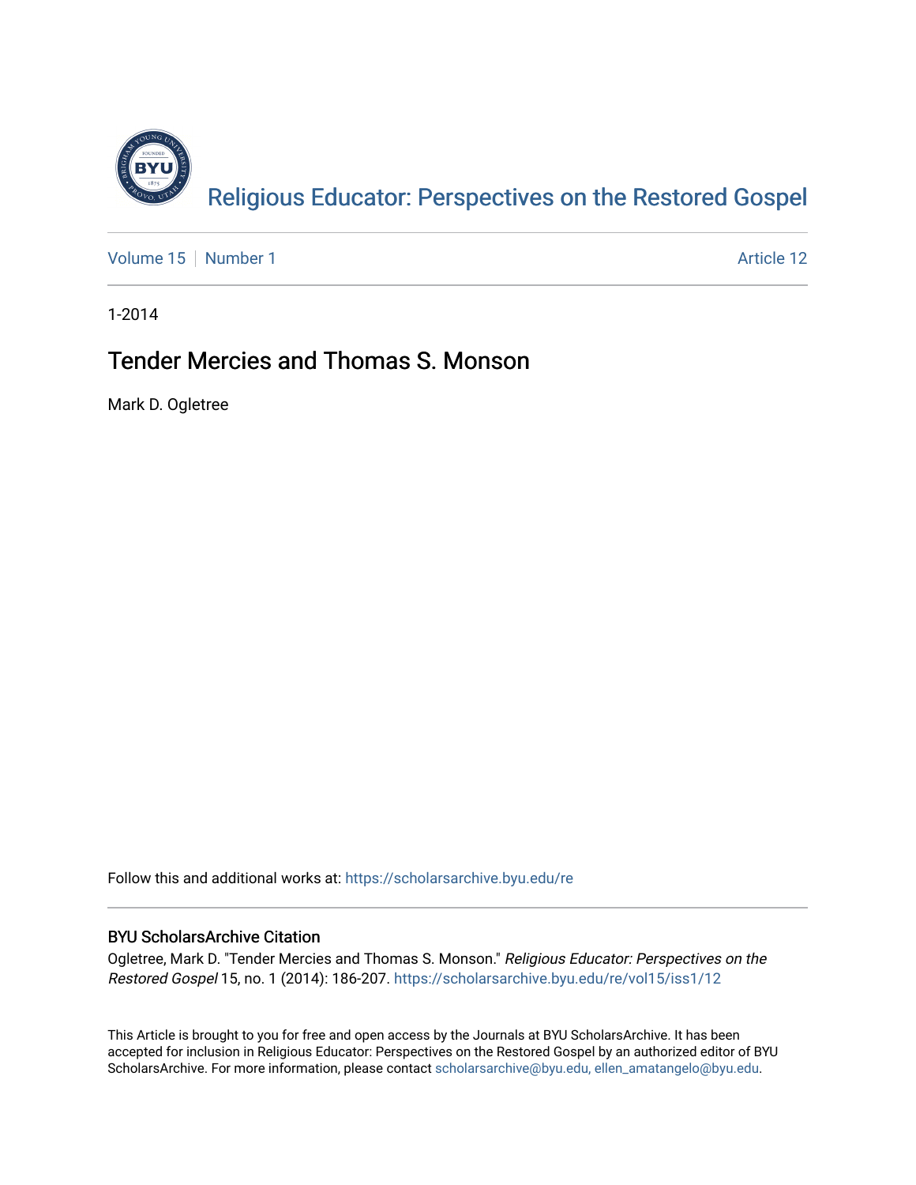# Religious Educator: Perspectives on the Restored Gospel

Volume 15 | Number 1 | Article 12

1-2014

## Tender Mercies and Thomas S. Monson

Mark D. Ogletree

Follow this and additional works at: https://scholarsarchive.byu.edu/re

### BYU ScholarsArchive Citation

Ogletree, Mark D. "Tender Mercies and Thomas S. Monson." *Religious Educator: Perspectives on the Restored Gospel* 15, no. 1 (2014): 186-207. https://scholarsarchive.byu.edu/re/vol15/iss1/12

This Article is brought to you for free and open access by the Journals at BYU ScholarsArchive. It has been accepted for inclusion in Religious Educator: Perspectives on the Restored Gospel by an authorized editor of BYU ScholarsArchive. For more information, please contact scholarsarchive@byu.edu, ellen_amatangelo@byu.edu.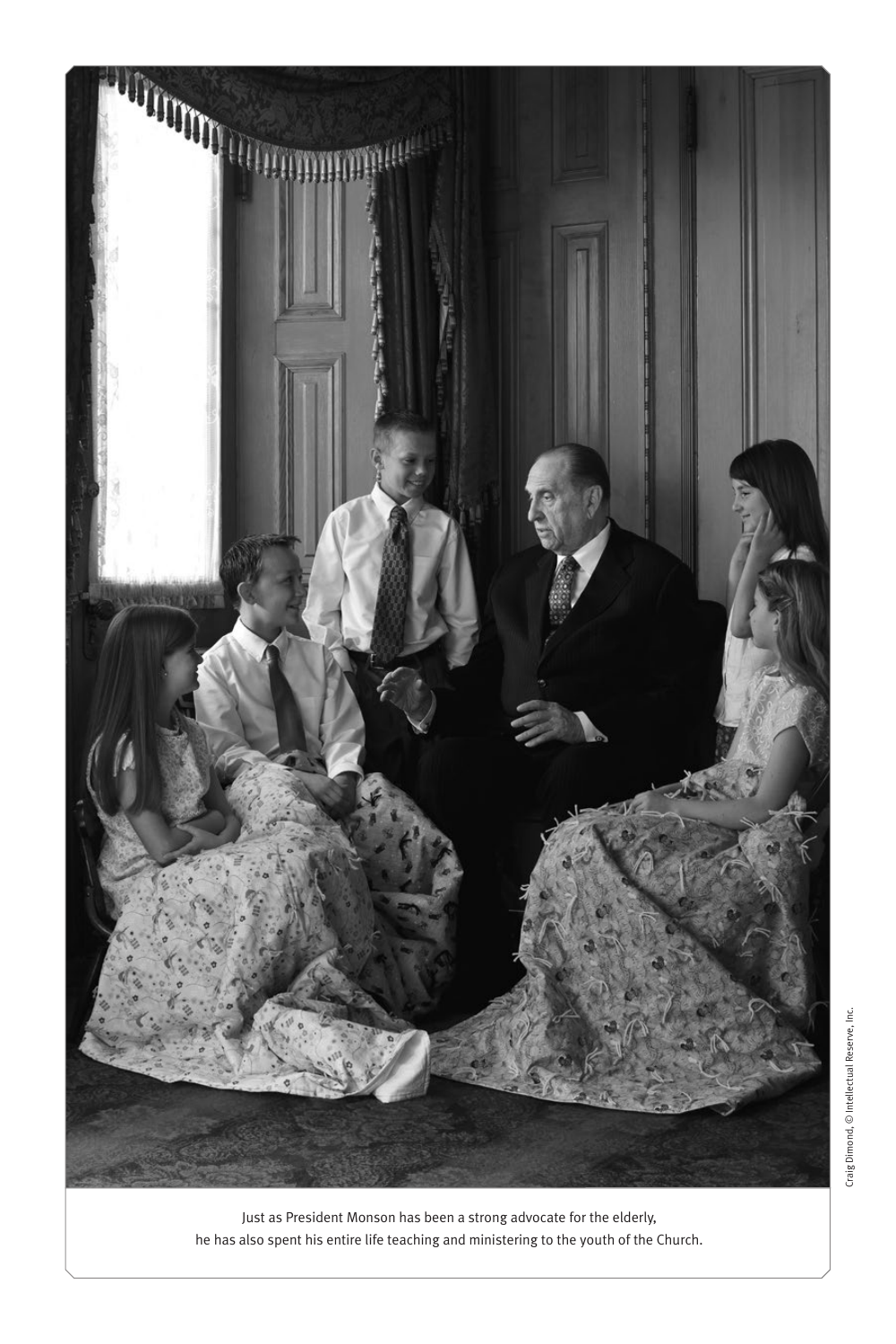Just as President Monson has been a strong advocate for the elderly, he has also spent his entire life teaching and ministering to the youth of the Church.

Craig Dimond, © Intellectual Reserve, Inc.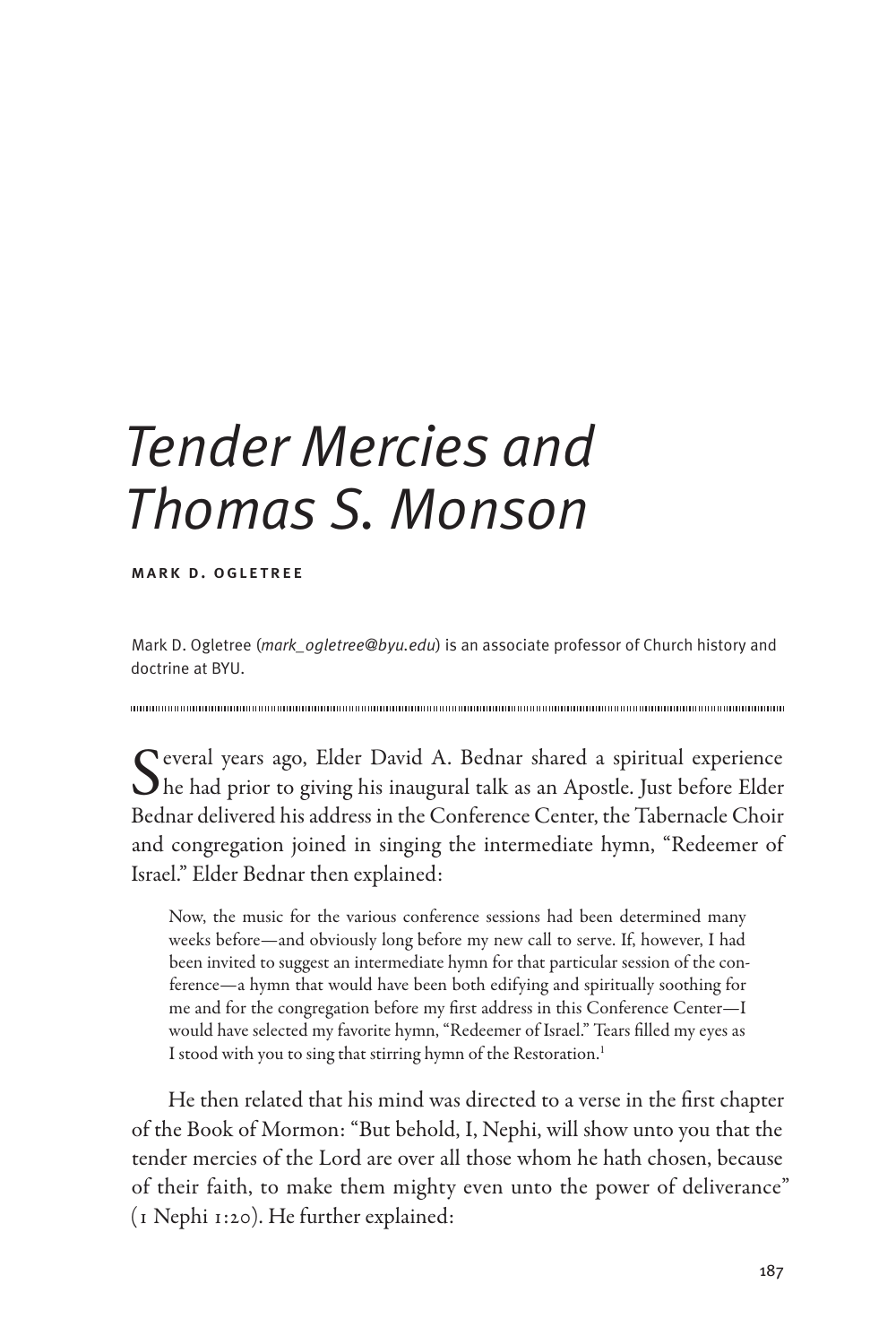# Tender Mercies and Thomas S. Monson

**Mark D. Ogletree**

Mark D. Ogletree (*mark_ogletree@byu.edu*) is an associate professor of Church history and doctrine at BYU.

Several years ago, Elder David A. Bednar shared a spiritual experience he had prior to giving his inaugural talk as an Apostle. Just before Elder Bednar delivered his address in the Conference Center, the Tabernacle Choir and congregation joined in singing the intermediate hymn, "Redeemer of Israel." Elder Bednar then explained:

> Now, the music for the various conference sessions had been determined many weeks before—and obviously long before my new call to serve. If, however, I had been invited to suggest an intermediate hymn for that particular session of the conference—a hymn that would have been both edifying and spiritually soothing for me and for the congregation before my first address in this Conference Center—I would have selected my favorite hymn, "Redeemer of Israel." Tears filled my eyes as I stood with you to sing that stirring hymn of the Restoration.[1]

He then related that his mind was directed to a verse in the first chapter of the Book of Mormon: "But behold, I, Nephi, will show unto you that the tender mercies of the Lord are over all those whom he hath chosen, because of their faith, to make them mighty even unto the power of deliverance" (1 Nephi 1:20). He further explained: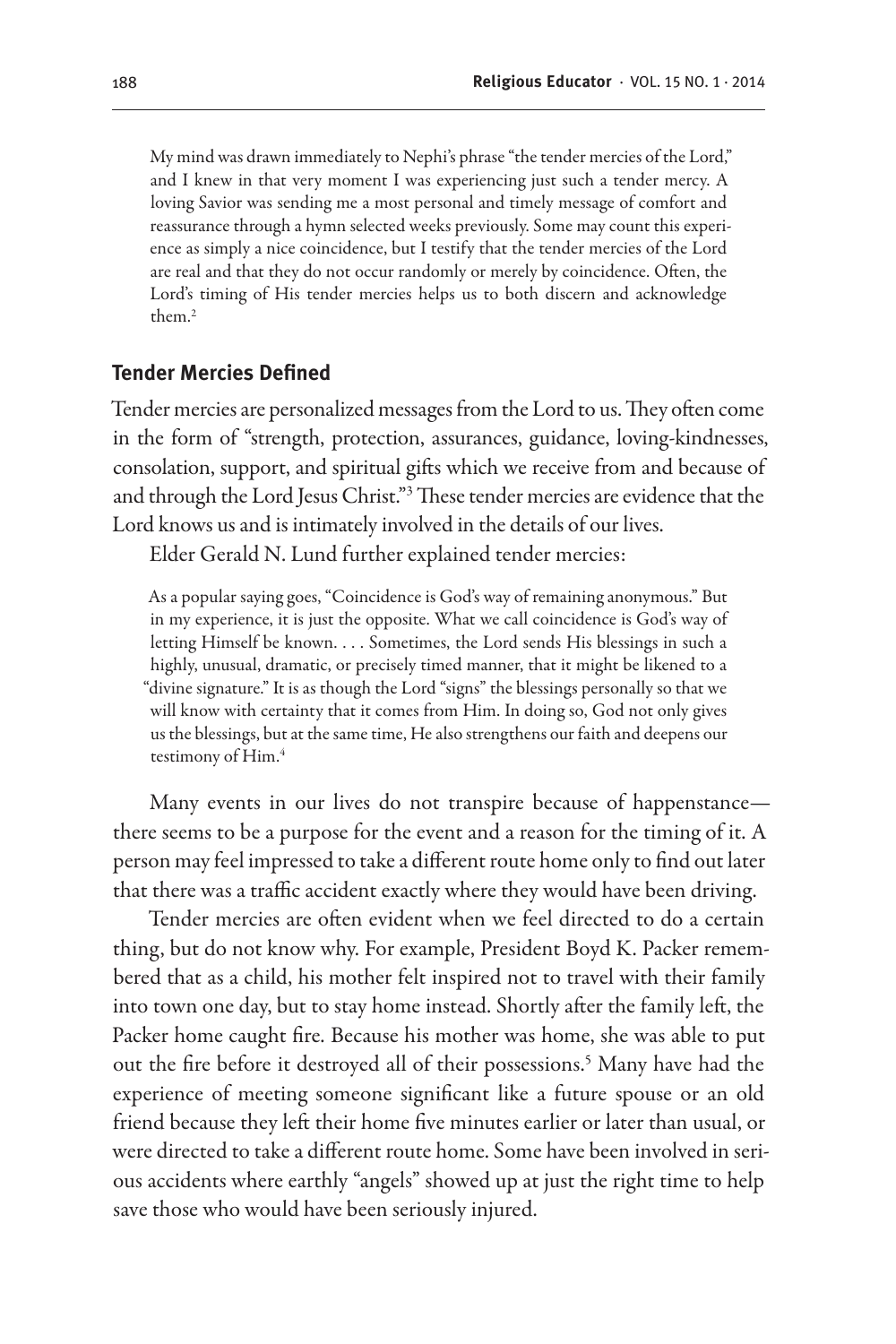> My mind was drawn immediately to Nephi's phrase "the tender mercies of the Lord," and I knew in that very moment I was experiencing just such a tender mercy. A loving Savior was sending me a most personal and timely message of comfort and reassurance through a hymn selected weeks previously. Some may count this experience as simply a nice coincidence, but I testify that the tender mercies of the Lord are real and that they do not occur randomly or merely by coincidence. Often, the Lord's timing of His tender mercies helps us to both discern and acknowledge them.[2]

## Tender Mercies Defined

Tender mercies are personalized messages from the Lord to us. They often come in the form of "strength, protection, assurances, guidance, loving-kindnesses, consolation, support, and spiritual gifts which we receive from and because of and through the Lord Jesus Christ."[3] These tender mercies are evidence that the Lord knows us and is intimately involved in the details of our lives.

Elder Gerald N. Lund further explained tender mercies:

> As a popular saying goes, "Coincidence is God's way of remaining anonymous." But in my experience, it is just the opposite. What we call coincidence is God's way of letting Himself be known. . . . Sometimes, the Lord sends His blessings in such a highly, unusual, dramatic, or precisely timed manner, that it might be likened to a "divine signature." It is as though the Lord "signs" the blessings personally so that we will know with certainty that it comes from Him. In doing so, God not only gives us the blessings, but at the same time, He also strengthens our faith and deepens our testimony of Him.[4]

Many events in our lives do not transpire because of happenstance—there seems to be a purpose for the event and a reason for the timing of it. A person may feel impressed to take a different route home only to find out later that there was a traffic accident exactly where they would have been driving.

Tender mercies are often evident when we feel directed to do a certain thing, but do not know why. For example, President Boyd K. Packer remembered that as a child, his mother felt inspired not to travel with their family into town one day, but to stay home instead. Shortly after the family left, the Packer home caught fire. Because his mother was home, she was able to put out the fire before it destroyed all of their possessions.[5] Many have had the experience of meeting someone significant like a future spouse or an old friend because they left their home five minutes earlier or later than usual, or were directed to take a different route home. Some have been involved in serious accidents where earthly "angels" showed up at just the right time to help save those who would have been seriously injured.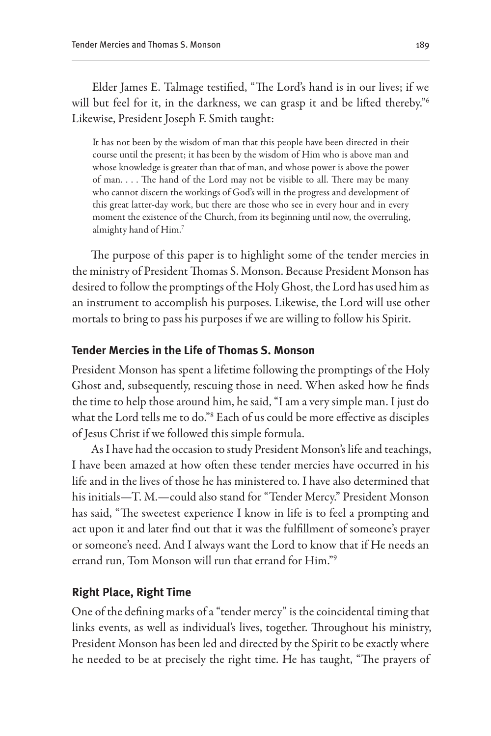Elder James E. Talmage testified, "The Lord's hand is in our lives; if we will but feel for it, in the darkness, we can grasp it and be lifted thereby."[6] Likewise, President Joseph F. Smith taught:

> It has not been by the wisdom of man that this people have been directed in their course until the present; it has been by the wisdom of Him who is above man and whose knowledge is greater than that of man, and whose power is above the power of man. . . . The hand of the Lord may not be visible to all. There may be many who cannot discern the workings of God's will in the progress and development of this great latter-day work, but there are those who see in every hour and in every moment the existence of the Church, from its beginning until now, the overruling, almighty hand of Him.[7]

The purpose of this paper is to highlight some of the tender mercies in the ministry of President Thomas S. Monson. Because President Monson has desired to follow the promptings of the Holy Ghost, the Lord has used him as an instrument to accomplish his purposes. Likewise, the Lord will use other mortals to bring to pass his purposes if we are willing to follow his Spirit.

## Tender Mercies in the Life of Thomas S. Monson

President Monson has spent a lifetime following the promptings of the Holy Ghost and, subsequently, rescuing those in need. When asked how he finds the time to help those around him, he said, "I am a very simple man. I just do what the Lord tells me to do."[8] Each of us could be more effective as disciples of Jesus Christ if we followed this simple formula.

As I have had the occasion to study President Monson's life and teachings, I have been amazed at how often these tender mercies have occurred in his life and in the lives of those he has ministered to. I have also determined that his initials—T. M.—could also stand for "Tender Mercy." President Monson has said, "The sweetest experience I know in life is to feel a prompting and act upon it and later find out that it was the fulfillment of someone's prayer or someone's need. And I always want the Lord to know that if He needs an errand run, Tom Monson will run that errand for Him."[9]

## Right Place, Right Time

One of the defining marks of a "tender mercy" is the coincidental timing that links events, as well as individual's lives, together. Throughout his ministry, President Monson has been led and directed by the Spirit to be exactly where he needed to be at precisely the right time. He has taught, "The prayers of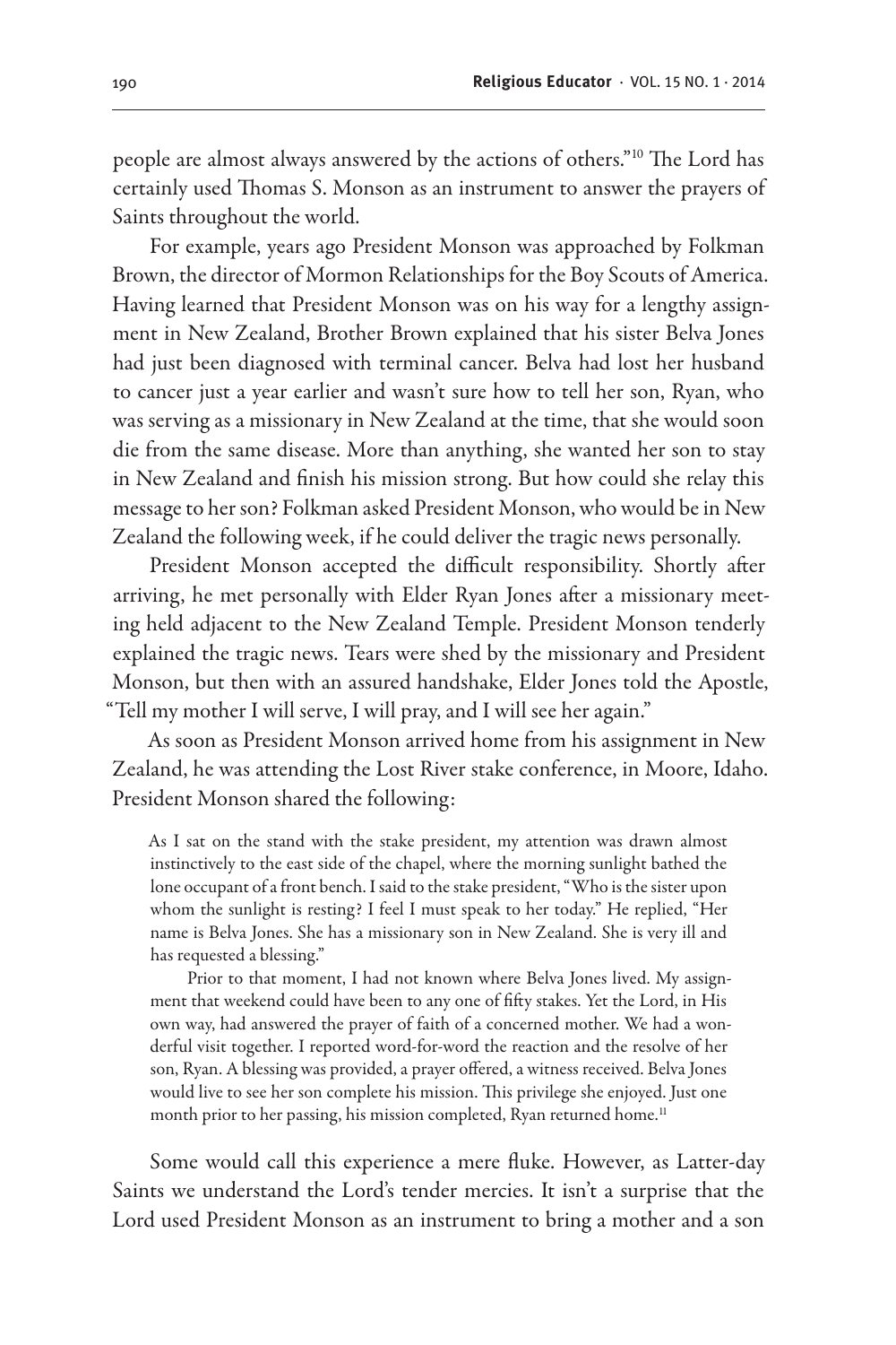people are almost always answered by the actions of others."[10] The Lord has certainly used Thomas S. Monson as an instrument to answer the prayers of Saints throughout the world.

For example, years ago President Monson was approached by Folkman Brown, the director of Mormon Relationships for the Boy Scouts of America. Having learned that President Monson was on his way for a lengthy assignment in New Zealand, Brother Brown explained that his sister Belva Jones had just been diagnosed with terminal cancer. Belva had lost her husband to cancer just a year earlier and wasn't sure how to tell her son, Ryan, who was serving as a missionary in New Zealand at the time, that she would soon die from the same disease. More than anything, she wanted her son to stay in New Zealand and finish his mission strong. But how could she relay this message to her son? Folkman asked President Monson, who would be in New Zealand the following week, if he could deliver the tragic news personally.

President Monson accepted the difficult responsibility. Shortly after arriving, he met personally with Elder Ryan Jones after a missionary meeting held adjacent to the New Zealand Temple. President Monson tenderly explained the tragic news. Tears were shed by the missionary and President Monson, but then with an assured handshake, Elder Jones told the Apostle, "Tell my mother I will serve, I will pray, and I will see her again."

As soon as President Monson arrived home from his assignment in New Zealand, he was attending the Lost River stake conference, in Moore, Idaho. President Monson shared the following:

> As I sat on the stand with the stake president, my attention was drawn almost instinctively to the east side of the chapel, where the morning sunlight bathed the lone occupant of a front bench. I said to the stake president, "Who is the sister upon whom the sunlight is resting? I feel I must speak to her today." He replied, "Her name is Belva Jones. She has a missionary son in New Zealand. She is very ill and has requested a blessing."
>
> Prior to that moment, I had not known where Belva Jones lived. My assignment that weekend could have been to any one of fifty stakes. Yet the Lord, in His own way, had answered the prayer of faith of a concerned mother. We had a wonderful visit together. I reported word-for-word the reaction and the resolve of her son, Ryan. A blessing was provided, a prayer offered, a witness received. Belva Jones would live to see her son complete his mission. This privilege she enjoyed. Just one month prior to her passing, his mission completed, Ryan returned home.[11]

Some would call this experience a mere fluke. However, as Latter-day Saints we understand the Lord's tender mercies. It isn't a surprise that the Lord used President Monson as an instrument to bring a mother and a son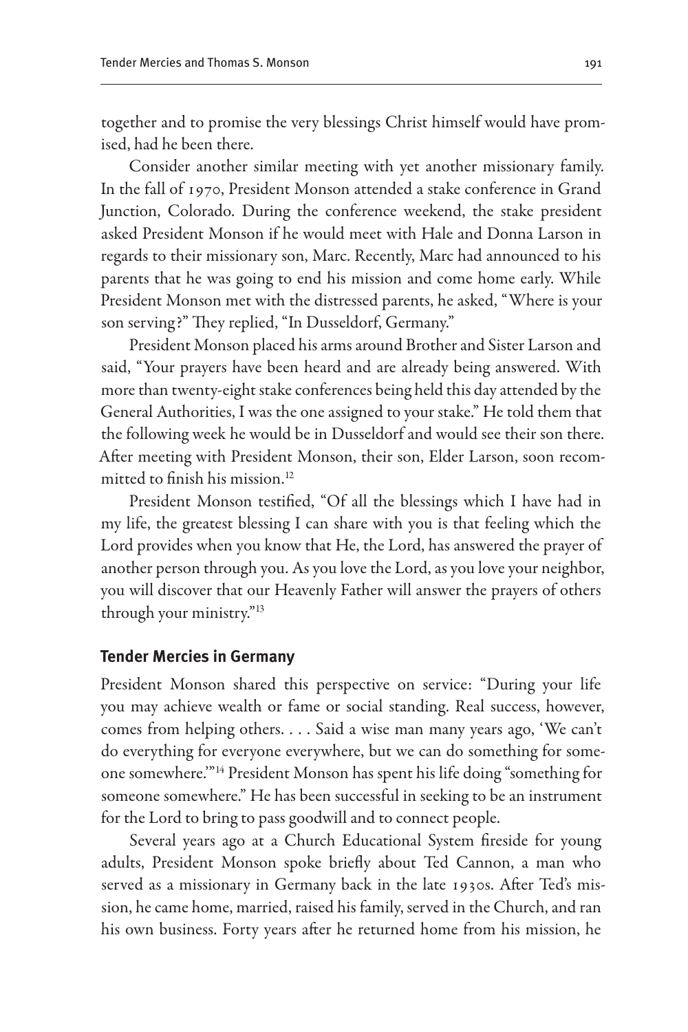together and to promise the very blessings Christ himself would have promised, had he been there.

Consider another similar meeting with yet another missionary family. In the fall of 1970, President Monson attended a stake conference in Grand Junction, Colorado. During the conference weekend, the stake president asked President Monson if he would meet with Hale and Donna Larson in regards to their missionary son, Marc. Recently, Marc had announced to his parents that he was going to end his mission and come home early. While President Monson met with the distressed parents, he asked, "Where is your son serving?" They replied, "In Dusseldorf, Germany."

President Monson placed his arms around Brother and Sister Larson and said, "Your prayers have been heard and are already being answered. With more than twenty-eight stake conferences being held this day attended by the General Authorities, I was the one assigned to your stake." He told them that the following week he would be in Dusseldorf and would see their son there. After meeting with President Monson, their son, Elder Larson, soon recommitted to finish his mission.[12]

President Monson testified, "Of all the blessings which I have had in my life, the greatest blessing I can share with you is that feeling which the Lord provides when you know that He, the Lord, has answered the prayer of another person through you. As you love the Lord, as you love your neighbor, you will discover that our Heavenly Father will answer the prayers of others through your ministry."[13]

## Tender Mercies in Germany

President Monson shared this perspective on service: "During your life you may achieve wealth or fame or social standing. Real success, however, comes from helping others. . . . Said a wise man many years ago, 'We can't do everything for everyone everywhere, but we can do something for someone somewhere.'"[14] President Monson has spent his life doing "something for someone somewhere." He has been successful in seeking to be an instrument for the Lord to bring to pass goodwill and to connect people.

Several years ago at a Church Educational System fireside for young adults, President Monson spoke briefly about Ted Cannon, a man who served as a missionary in Germany back in the late 1930s. After Ted's mission, he came home, married, raised his family, served in the Church, and ran his own business. Forty years after he returned home from his mission, he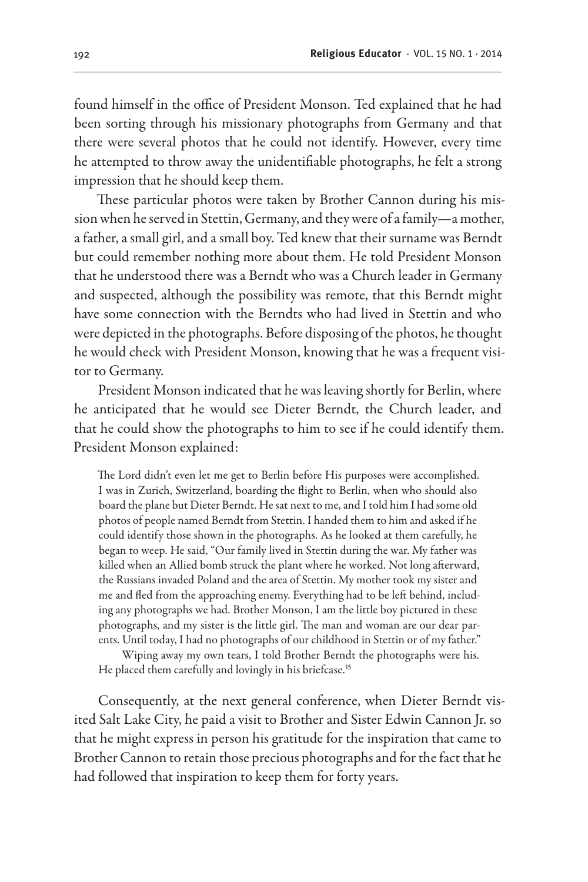found himself in the office of President Monson. Ted explained that he had been sorting through his missionary photographs from Germany and that there were several photos that he could not identify. However, every time he attempted to throw away the unidentifiable photographs, he felt a strong impression that he should keep them.

These particular photos were taken by Brother Cannon during his mission when he served in Stettin, Germany, and they were of a family—a mother, a father, a small girl, and a small boy. Ted knew that their surname was Berndt but could remember nothing more about them. He told President Monson that he understood there was a Berndt who was a Church leader in Germany and suspected, although the possibility was remote, that this Berndt might have some connection with the Berndts who had lived in Stettin and who were depicted in the photographs. Before disposing of the photos, he thought he would check with President Monson, knowing that he was a frequent visitor to Germany.

President Monson indicated that he was leaving shortly for Berlin, where he anticipated that he would see Dieter Berndt, the Church leader, and that he could show the photographs to him to see if he could identify them. President Monson explained:

> The Lord didn't even let me get to Berlin before His purposes were accomplished. I was in Zurich, Switzerland, boarding the flight to Berlin, when who should also board the plane but Dieter Berndt. He sat next to me, and I told him I had some old photos of people named Berndt from Stettin. I handed them to him and asked if he could identify those shown in the photographs. As he looked at them carefully, he began to weep. He said, "Our family lived in Stettin during the war. My father was killed when an Allied bomb struck the plant where he worked. Not long afterward, the Russians invaded Poland and the area of Stettin. My mother took my sister and me and fled from the approaching enemy. Everything had to be left behind, including any photographs we had. Brother Monson, I am the little boy pictured in these photographs, and my sister is the little girl. The man and woman are our dear parents. Until today, I had no photographs of our childhood in Stettin or of my father."
>
> Wiping away my own tears, I told Brother Berndt the photographs were his. He placed them carefully and lovingly in his briefcase.[15]

Consequently, at the next general conference, when Dieter Berndt visited Salt Lake City, he paid a visit to Brother and Sister Edwin Cannon Jr. so that he might express in person his gratitude for the inspiration that came to Brother Cannon to retain those precious photographs and for the fact that he had followed that inspiration to keep them for forty years.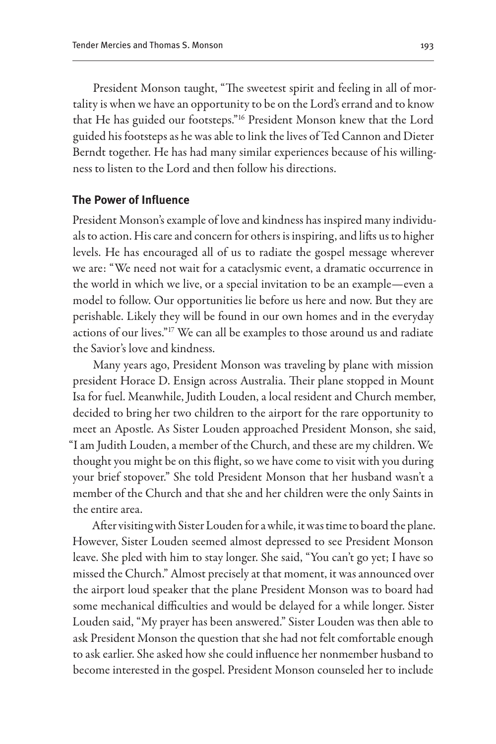President Monson taught, "The sweetest spirit and feeling in all of mortality is when we have an opportunity to be on the Lord's errand and to know that He has guided our footsteps."[16] President Monson knew that the Lord guided his footsteps as he was able to link the lives of Ted Cannon and Dieter Berndt together. He has had many similar experiences because of his willingness to listen to the Lord and then follow his directions.

### The Power of Influence

President Monson's example of love and kindness has inspired many individuals to action. His care and concern for others is inspiring, and lifts us to higher levels. He has encouraged all of us to radiate the gospel message wherever we are: "We need not wait for a cataclysmic event, a dramatic occurrence in the world in which we live, or a special invitation to be an example—even a model to follow. Our opportunities lie before us here and now. But they are perishable. Likely they will be found in our own homes and in the everyday actions of our lives."[17] We can all be examples to those around us and radiate the Savior's love and kindness.

Many years ago, President Monson was traveling by plane with mission president Horace D. Ensign across Australia. Their plane stopped in Mount Isa for fuel. Meanwhile, Judith Louden, a local resident and Church member, decided to bring her two children to the airport for the rare opportunity to meet an Apostle. As Sister Louden approached President Monson, she said, "I am Judith Louden, a member of the Church, and these are my children. We thought you might be on this flight, so we have come to visit with you during your brief stopover." She told President Monson that her husband wasn't a member of the Church and that she and her children were the only Saints in the entire area.

After visiting with Sister Louden for a while, it was time to board the plane. However, Sister Louden seemed almost depressed to see President Monson leave. She pled with him to stay longer. She said, "You can't go yet; I have so missed the Church." Almost precisely at that moment, it was announced over the airport loud speaker that the plane President Monson was to board had some mechanical difficulties and would be delayed for a while longer. Sister Louden said, "My prayer has been answered." Sister Louden was then able to ask President Monson the question that she had not felt comfortable enough to ask earlier. She asked how she could influence her nonmember husband to become interested in the gospel. President Monson counseled her to include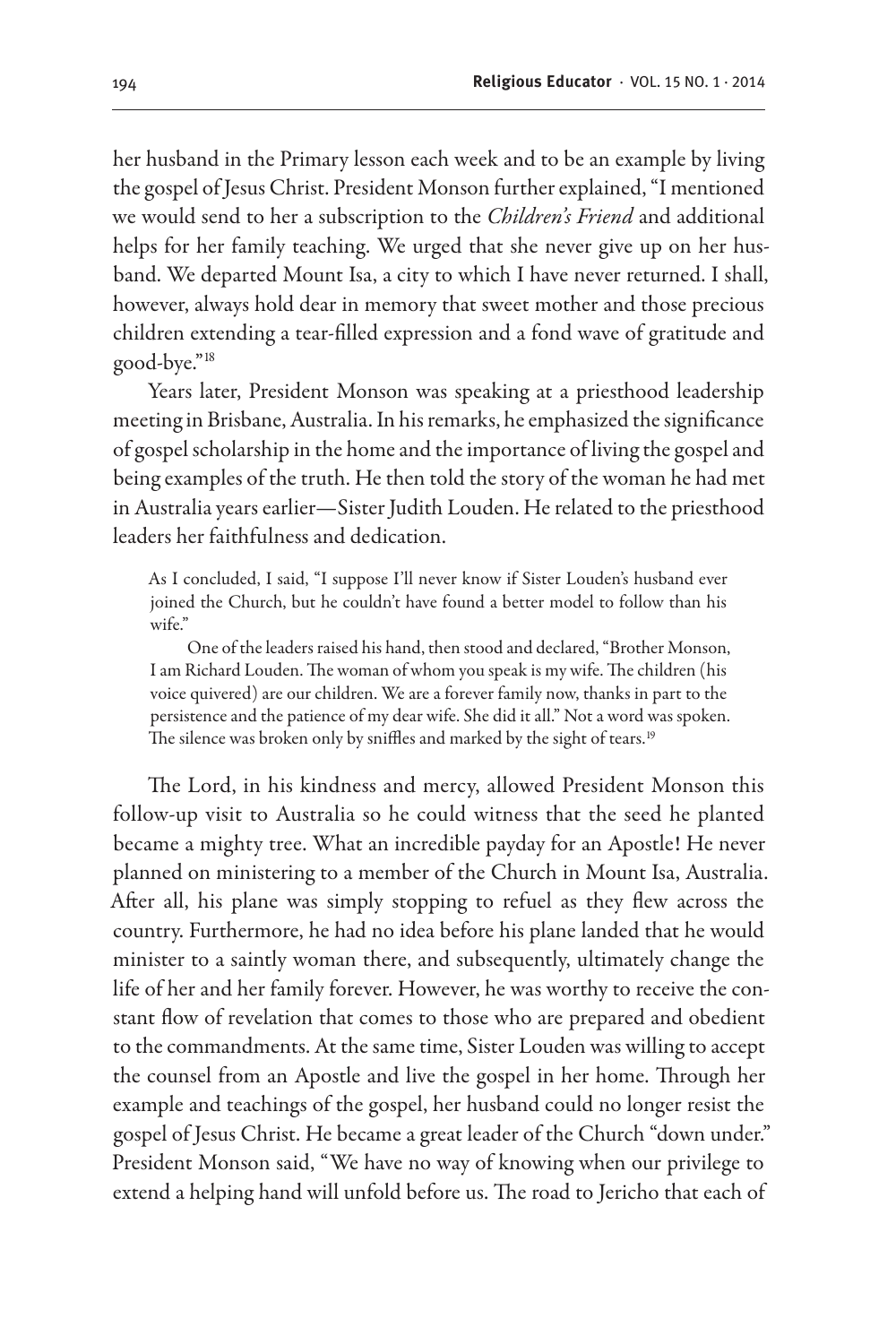her husband in the Primary lesson each week and to be an example by living the gospel of Jesus Christ. President Monson further explained, "I mentioned we would send to her a subscription to the *Children's Friend* and additional helps for her family teaching. We urged that she never give up on her husband. We departed Mount Isa, a city to which I have never returned. I shall, however, always hold dear in memory that sweet mother and those precious children extending a tear-filled expression and a fond wave of gratitude and good-bye."[18]

Years later, President Monson was speaking at a priesthood leadership meeting in Brisbane, Australia. In his remarks, he emphasized the significance of gospel scholarship in the home and the importance of living the gospel and being examples of the truth. He then told the story of the woman he had met in Australia years earlier—Sister Judith Louden. He related to the priesthood leaders her faithfulness and dedication.

> As I concluded, I said, "I suppose I'll never know if Sister Louden's husband ever joined the Church, but he couldn't have found a better model to follow than his wife."
>
> One of the leaders raised his hand, then stood and declared, "Brother Monson, I am Richard Louden. The woman of whom you speak is my wife. The children (his voice quivered) are our children. We are a forever family now, thanks in part to the persistence and the patience of my dear wife. She did it all." Not a word was spoken. The silence was broken only by sniffles and marked by the sight of tears.[19]

The Lord, in his kindness and mercy, allowed President Monson this follow-up visit to Australia so he could witness that the seed he planted became a mighty tree. What an incredible payday for an Apostle! He never planned on ministering to a member of the Church in Mount Isa, Australia. After all, his plane was simply stopping to refuel as they flew across the country. Furthermore, he had no idea before his plane landed that he would minister to a saintly woman there, and subsequently, ultimately change the life of her and her family forever. However, he was worthy to receive the constant flow of revelation that comes to those who are prepared and obedient to the commandments. At the same time, Sister Louden was willing to accept the counsel from an Apostle and live the gospel in her home. Through her example and teachings of the gospel, her husband could no longer resist the gospel of Jesus Christ. He became a great leader of the Church "down under." President Monson said, "We have no way of knowing when our privilege to extend a helping hand will unfold before us. The road to Jericho that each of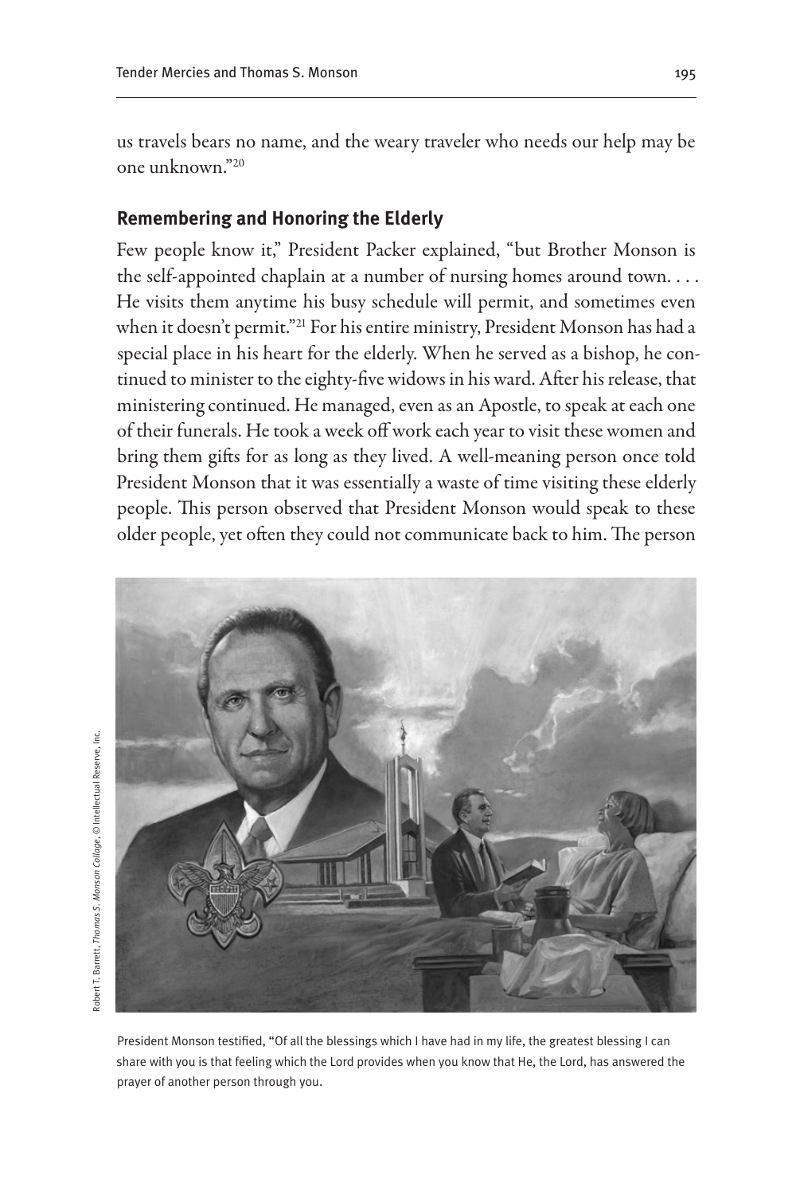us travels bears no name, and the weary traveler who needs our help may be one unknown."[20]

## Remembering and Honoring the Elderly

Few people know it," President Packer explained, "but Brother Monson is the self-appointed chaplain at a number of nursing homes around town. . . . He visits them anytime his busy schedule will permit, and sometimes even when it doesn't permit."[21] For his entire ministry, President Monson has had a special place in his heart for the elderly. When he served as a bishop, he continued to minister to the eighty-five widows in his ward. After his release, that ministering continued. He managed, even as an Apostle, to speak at each one of their funerals. He took a week off work each year to visit these women and bring them gifts for as long as they lived. A well-meaning person once told President Monson that it was essentially a waste of time visiting these elderly people. This person observed that President Monson would speak to these older people, yet often they could not communicate back to him. The person

Robert T. Barrett, *Thomas S. Monson Collage*, © Intellectual Reserve, Inc.

President Monson testified, "Of all the blessings which I have had in my life, the greatest blessing I can share with you is that feeling which the Lord provides when you know that He, the Lord, has answered the prayer of another person through you.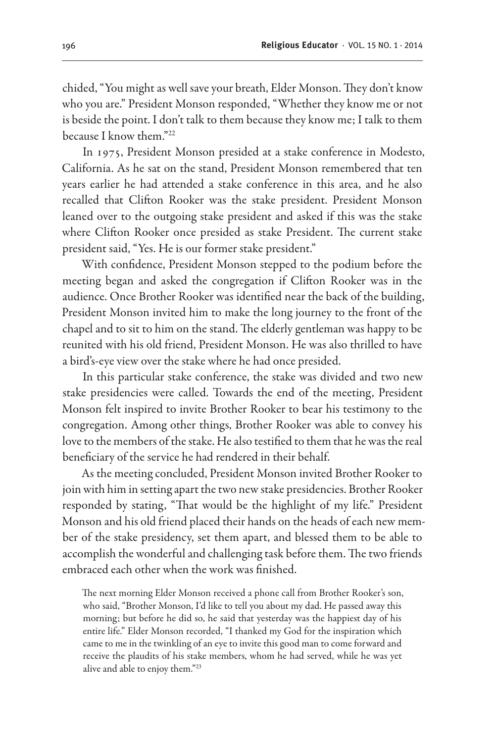chided, "You might as well save your breath, Elder Monson. They don't know who you are." President Monson responded, "Whether they know me or not is beside the point. I don't talk to them because they know me; I talk to them because I know them."[22]

In 1975, President Monson presided at a stake conference in Modesto, California. As he sat on the stand, President Monson remembered that ten years earlier he had attended a stake conference in this area, and he also recalled that Clifton Rooker was the stake president. President Monson leaned over to the outgoing stake president and asked if this was the stake where Clifton Rooker once presided as stake President. The current stake president said, "Yes. He is our former stake president."

With confidence, President Monson stepped to the podium before the meeting began and asked the congregation if Clifton Rooker was in the audience. Once Brother Rooker was identified near the back of the building, President Monson invited him to make the long journey to the front of the chapel and to sit to him on the stand. The elderly gentleman was happy to be reunited with his old friend, President Monson. He was also thrilled to have a bird's-eye view over the stake where he had once presided.

In this particular stake conference, the stake was divided and two new stake presidencies were called. Towards the end of the meeting, President Monson felt inspired to invite Brother Rooker to bear his testimony to the congregation. Among other things, Brother Rooker was able to convey his love to the members of the stake. He also testified to them that he was the real beneficiary of the service he had rendered in their behalf.

As the meeting concluded, President Monson invited Brother Rooker to join with him in setting apart the two new stake presidencies. Brother Rooker responded by stating, "That would be the highlight of my life." President Monson and his old friend placed their hands on the heads of each new member of the stake presidency, set them apart, and blessed them to be able to accomplish the wonderful and challenging task before them. The two friends embraced each other when the work was finished.

> The next morning Elder Monson received a phone call from Brother Rooker's son, who said, "Brother Monson, I'd like to tell you about my dad. He passed away this morning; but before he did so, he said that yesterday was the happiest day of his entire life." Elder Monson recorded, "I thanked my God for the inspiration which came to me in the twinkling of an eye to invite this good man to come forward and receive the plaudits of his stake members, whom he had served, while he was yet alive and able to enjoy them."[23]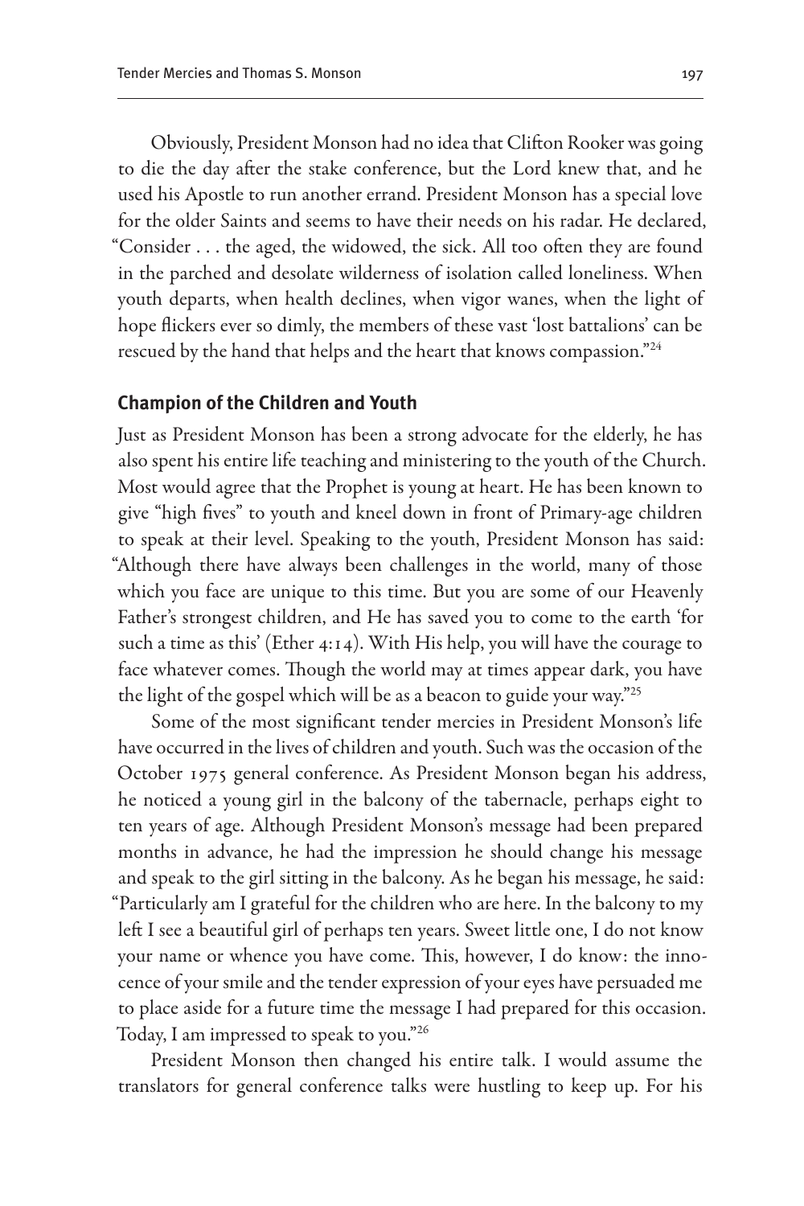Obviously, President Monson had no idea that Clifton Rooker was going to die the day after the stake conference, but the Lord knew that, and he used his Apostle to run another errand. President Monson has a special love for the older Saints and seems to have their needs on his radar. He declared, "Consider . . . the aged, the widowed, the sick. All too often they are found in the parched and desolate wilderness of isolation called loneliness. When youth departs, when health declines, when vigor wanes, when the light of hope flickers ever so dimly, the members of these vast 'lost battalions' can be rescued by the hand that helps and the heart that knows compassion."[24]

### Champion of the Children and Youth

Just as President Monson has been a strong advocate for the elderly, he has also spent his entire life teaching and ministering to the youth of the Church. Most would agree that the Prophet is young at heart. He has been known to give "high fives" to youth and kneel down in front of Primary-age children to speak at their level. Speaking to the youth, President Monson has said: "Although there have always been challenges in the world, many of those which you face are unique to this time. But you are some of our Heavenly Father's strongest children, and He has saved you to come to the earth 'for such a time as this' (Ether 4:14). With His help, you will have the courage to face whatever comes. Though the world may at times appear dark, you have the light of the gospel which will be as a beacon to guide your way."[25]

Some of the most significant tender mercies in President Monson's life have occurred in the lives of children and youth. Such was the occasion of the October 1975 general conference. As President Monson began his address, he noticed a young girl in the balcony of the tabernacle, perhaps eight to ten years of age. Although President Monson's message had been prepared months in advance, he had the impression he should change his message and speak to the girl sitting in the balcony. As he began his message, he said: "Particularly am I grateful for the children who are here. In the balcony to my left I see a beautiful girl of perhaps ten years. Sweet little one, I do not know your name or whence you have come. This, however, I do know: the innocence of your smile and the tender expression of your eyes have persuaded me to place aside for a future time the message I had prepared for this occasion. Today, I am impressed to speak to you."[26]

President Monson then changed his entire talk. I would assume the translators for general conference talks were hustling to keep up. For his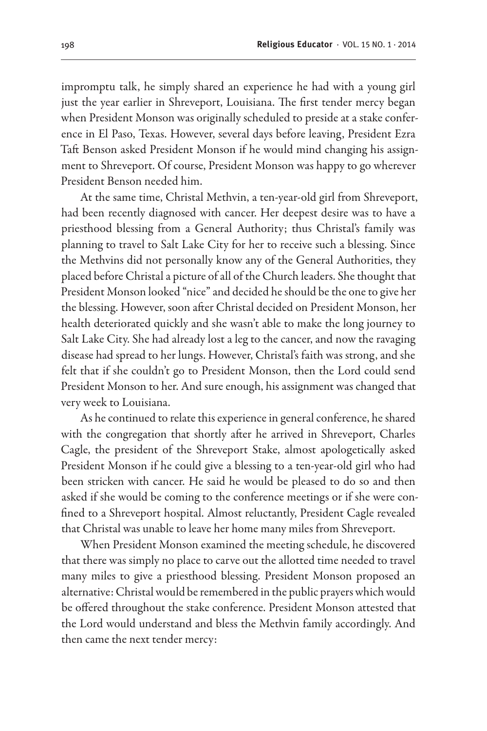impromptu talk, he simply shared an experience he had with a young girl just the year earlier in Shreveport, Louisiana. The first tender mercy began when President Monson was originally scheduled to preside at a stake conference in El Paso, Texas. However, several days before leaving, President Ezra Taft Benson asked President Monson if he would mind changing his assignment to Shreveport. Of course, President Monson was happy to go wherever President Benson needed him.

At the same time, Christal Methvin, a ten-year-old girl from Shreveport, had been recently diagnosed with cancer. Her deepest desire was to have a priesthood blessing from a General Authority; thus Christal's family was planning to travel to Salt Lake City for her to receive such a blessing. Since the Methvins did not personally know any of the General Authorities, they placed before Christal a picture of all of the Church leaders. She thought that President Monson looked "nice" and decided he should be the one to give her the blessing. However, soon after Christal decided on President Monson, her health deteriorated quickly and she wasn't able to make the long journey to Salt Lake City. She had already lost a leg to the cancer, and now the ravaging disease had spread to her lungs. However, Christal's faith was strong, and she felt that if she couldn't go to President Monson, then the Lord could send President Monson to her. And sure enough, his assignment was changed that very week to Louisiana.

As he continued to relate this experience in general conference, he shared with the congregation that shortly after he arrived in Shreveport, Charles Cagle, the president of the Shreveport Stake, almost apologetically asked President Monson if he could give a blessing to a ten-year-old girl who had been stricken with cancer. He said he would be pleased to do so and then asked if she would be coming to the conference meetings or if she were confined to a Shreveport hospital. Almost reluctantly, President Cagle revealed that Christal was unable to leave her home many miles from Shreveport.

When President Monson examined the meeting schedule, he discovered that there was simply no place to carve out the allotted time needed to travel many miles to give a priesthood blessing. President Monson proposed an alternative: Christal would be remembered in the public prayers which would be offered throughout the stake conference. President Monson attested that the Lord would understand and bless the Methvin family accordingly. And then came the next tender mercy: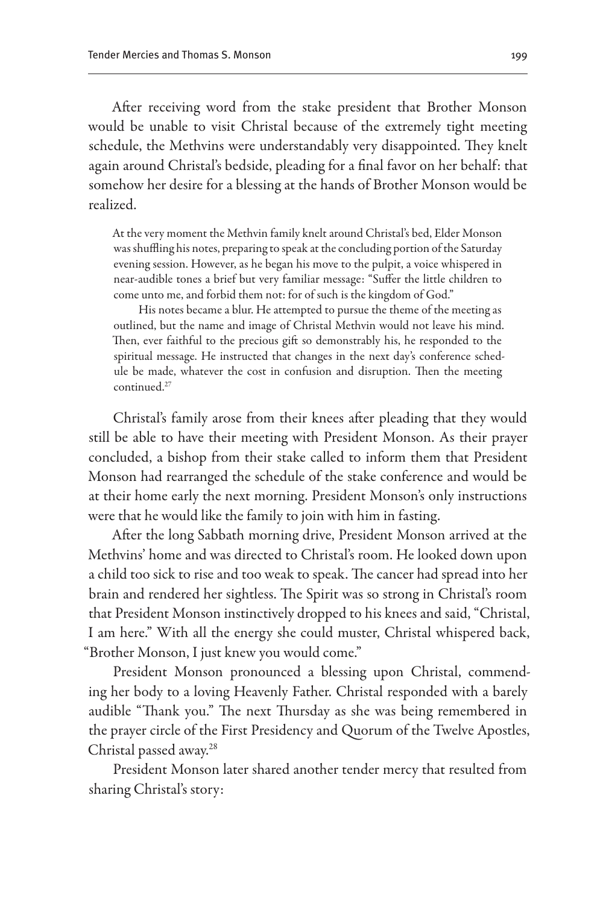After receiving word from the stake president that Brother Monson would be unable to visit Christal because of the extremely tight meeting schedule, the Methvins were understandably very disappointed. They knelt again around Christal's bedside, pleading for a final favor on her behalf: that somehow her desire for a blessing at the hands of Brother Monson would be realized.

> At the very moment the Methvin family knelt around Christal's bed, Elder Monson was shuffling his notes, preparing to speak at the concluding portion of the Saturday evening session. However, as he began his move to the pulpit, a voice whispered in near-audible tones a brief but very familiar message: "Suffer the little children to come unto me, and forbid them not: for of such is the kingdom of God."
>
> His notes became a blur. He attempted to pursue the theme of the meeting as outlined, but the name and image of Christal Methvin would not leave his mind. Then, ever faithful to the precious gift so demonstrably his, he responded to the spiritual message. He instructed that changes in the next day's conference schedule be made, whatever the cost in confusion and disruption. Then the meeting continued.[27]

Christal's family arose from their knees after pleading that they would still be able to have their meeting with President Monson. As their prayer concluded, a bishop from their stake called to inform them that President Monson had rearranged the schedule of the stake conference and would be at their home early the next morning. President Monson's only instructions were that he would like the family to join with him in fasting.

After the long Sabbath morning drive, President Monson arrived at the Methvins' home and was directed to Christal's room. He looked down upon a child too sick to rise and too weak to speak. The cancer had spread into her brain and rendered her sightless. The Spirit was so strong in Christal's room that President Monson instinctively dropped to his knees and said, "Christal, I am here." With all the energy she could muster, Christal whispered back, "Brother Monson, I just knew you would come."

President Monson pronounced a blessing upon Christal, commending her body to a loving Heavenly Father. Christal responded with a barely audible "Thank you." The next Thursday as she was being remembered in the prayer circle of the First Presidency and Quorum of the Twelve Apostles, Christal passed away.[28]

President Monson later shared another tender mercy that resulted from sharing Christal's story: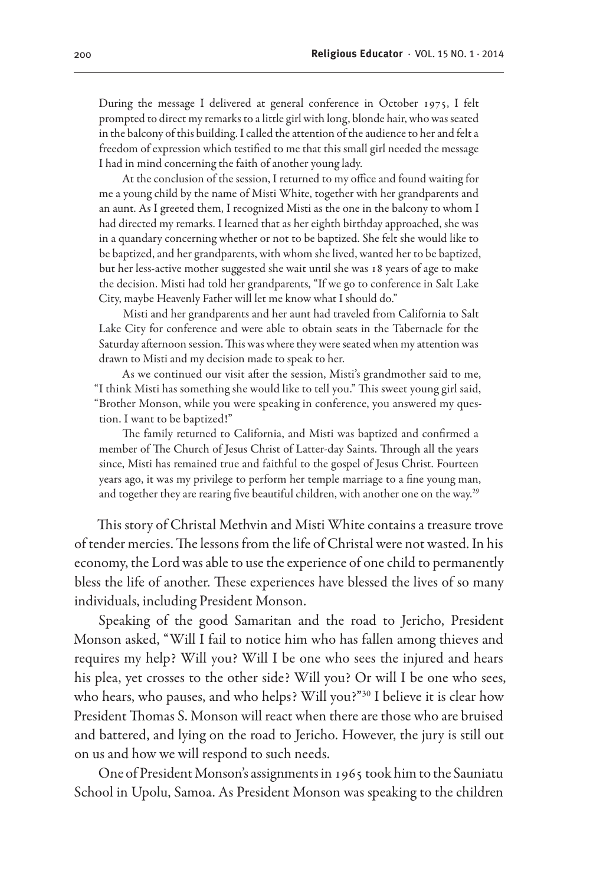> During the message I delivered at general conference in October 1975, I felt prompted to direct my remarks to a little girl with long, blonde hair, who was seated in the balcony of this building. I called the attention of the audience to her and felt a freedom of expression which testified to me that this small girl needed the message I had in mind concerning the faith of another young lady.
>
> At the conclusion of the session, I returned to my office and found waiting for me a young child by the name of Misti White, together with her grandparents and an aunt. As I greeted them, I recognized Misti as the one in the balcony to whom I had directed my remarks. I learned that as her eighth birthday approached, she was in a quandary concerning whether or not to be baptized. She felt she would like to be baptized, and her grandparents, with whom she lived, wanted her to be baptized, but her less-active mother suggested she wait until she was 18 years of age to make the decision. Misti had told her grandparents, "If we go to conference in Salt Lake City, maybe Heavenly Father will let me know what I should do."
>
> Misti and her grandparents and her aunt had traveled from California to Salt Lake City for conference and were able to obtain seats in the Tabernacle for the Saturday afternoon session. This was where they were seated when my attention was drawn to Misti and my decision made to speak to her.
>
> As we continued our visit after the session, Misti's grandmother said to me, "I think Misti has something she would like to tell you." This sweet young girl said, "Brother Monson, while you were speaking in conference, you answered my question. I want to be baptized!"
>
> The family returned to California, and Misti was baptized and confirmed a member of The Church of Jesus Christ of Latter-day Saints. Through all the years since, Misti has remained true and faithful to the gospel of Jesus Christ. Fourteen years ago, it was my privilege to perform her temple marriage to a fine young man, and together they are rearing five beautiful children, with another one on the way.[29]

This story of Christal Methvin and Misti White contains a treasure trove of tender mercies. The lessons from the life of Christal were not wasted. In his economy, the Lord was able to use the experience of one child to permanently bless the life of another. These experiences have blessed the lives of so many individuals, including President Monson.

Speaking of the good Samaritan and the road to Jericho, President Monson asked, "Will I fail to notice him who has fallen among thieves and requires my help? Will you? Will I be one who sees the injured and hears his plea, yet crosses to the other side? Will you? Or will I be one who sees, who hears, who pauses, and who helps? Will you?"[30] I believe it is clear how President Thomas S. Monson will react when there are those who are bruised and battered, and lying on the road to Jericho. However, the jury is still out on us and how we will respond to such needs.

One of President Monson's assignments in 1965 took him to the Sauniatu School in Upolu, Samoa. As President Monson was speaking to the children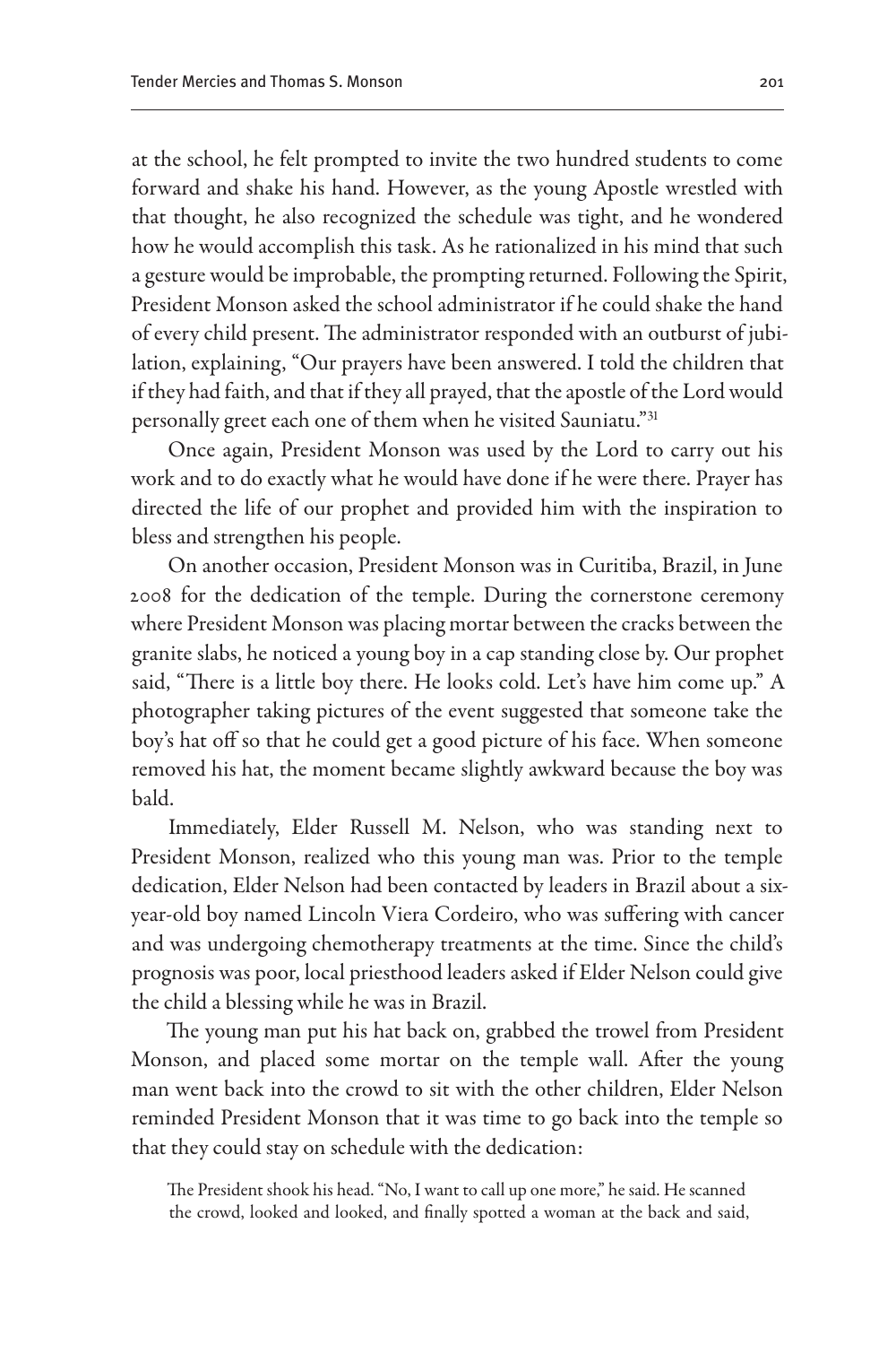at the school, he felt prompted to invite the two hundred students to come forward and shake his hand. However, as the young Apostle wrestled with that thought, he also recognized the schedule was tight, and he wondered how he would accomplish this task. As he rationalized in his mind that such a gesture would be improbable, the prompting returned. Following the Spirit, President Monson asked the school administrator if he could shake the hand of every child present. The administrator responded with an outburst of jubilation, explaining, "Our prayers have been answered. I told the children that if they had faith, and that if they all prayed, that the apostle of the Lord would personally greet each one of them when he visited Sauniatu."[31]

Once again, President Monson was used by the Lord to carry out his work and to do exactly what he would have done if he were there. Prayer has directed the life of our prophet and provided him with the inspiration to bless and strengthen his people.

On another occasion, President Monson was in Curitiba, Brazil, in June 2008 for the dedication of the temple. During the cornerstone ceremony where President Monson was placing mortar between the cracks between the granite slabs, he noticed a young boy in a cap standing close by. Our prophet said, "There is a little boy there. He looks cold. Let's have him come up." A photographer taking pictures of the event suggested that someone take the boy's hat off so that he could get a good picture of his face. When someone removed his hat, the moment became slightly awkward because the boy was bald.

Immediately, Elder Russell M. Nelson, who was standing next to President Monson, realized who this young man was. Prior to the temple dedication, Elder Nelson had been contacted by leaders in Brazil about a six-year-old boy named Lincoln Viera Cordeiro, who was suffering with cancer and was undergoing chemotherapy treatments at the time. Since the child's prognosis was poor, local priesthood leaders asked if Elder Nelson could give the child a blessing while he was in Brazil.

The young man put his hat back on, grabbed the trowel from President Monson, and placed some mortar on the temple wall. After the young man went back into the crowd to sit with the other children, Elder Nelson reminded President Monson that it was time to go back into the temple so that they could stay on schedule with the dedication:

> The President shook his head. "No, I want to call up one more," he said. He scanned the crowd, looked and looked, and finally spotted a woman at the back and said,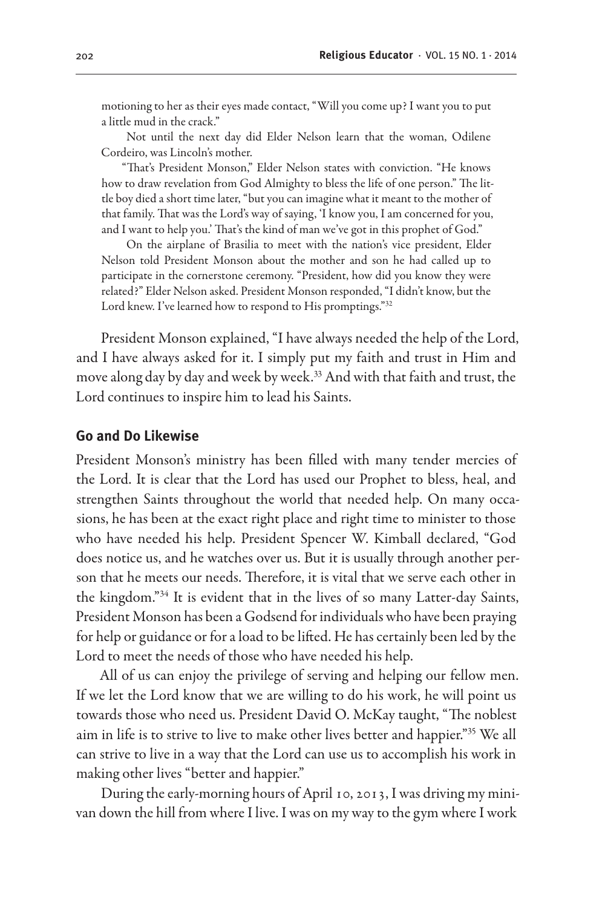motioning to her as their eyes made contact, "Will you come up? I want you to put a little mud in the crack."

Not until the next day did Elder Nelson learn that the woman, Odilene Cordeiro, was Lincoln's mother.

"That's President Monson," Elder Nelson states with conviction. "He knows how to draw revelation from God Almighty to bless the life of one person." The little boy died a short time later, "but you can imagine what it meant to the mother of that family. That was the Lord's way of saying, 'I know you, I am concerned for you, and I want to help you.' That's the kind of man we've got in this prophet of God."

On the airplane of Brasilia to meet with the nation's vice president, Elder Nelson told President Monson about the mother and son he had called up to participate in the cornerstone ceremony. "President, how did you know they were related?" Elder Nelson asked. President Monson responded, "I didn't know, but the Lord knew. I've learned how to respond to His promptings."[32]

President Monson explained, "I have always needed the help of the Lord, and I have always asked for it. I simply put my faith and trust in Him and move along day by day and week by week.[33] And with that faith and trust, the Lord continues to inspire him to lead his Saints.

## Go and Do Likewise

President Monson's ministry has been filled with many tender mercies of the Lord. It is clear that the Lord has used our Prophet to bless, heal, and strengthen Saints throughout the world that needed help. On many occasions, he has been at the exact right place and right time to minister to those who have needed his help. President Spencer W. Kimball declared, "God does notice us, and he watches over us. But it is usually through another person that he meets our needs. Therefore, it is vital that we serve each other in the kingdom."[34] It is evident that in the lives of so many Latter-day Saints, President Monson has been a Godsend for individuals who have been praying for help or guidance or for a load to be lifted. He has certainly been led by the Lord to meet the needs of those who have needed his help.

All of us can enjoy the privilege of serving and helping our fellow men. If we let the Lord know that we are willing to do his work, he will point us towards those who need us. President David O. McKay taught, "The noblest aim in life is to strive to live to make other lives better and happier."[35] We all can strive to live in a way that the Lord can use us to accomplish his work in making other lives "better and happier."

During the early-morning hours of April 10, 2013, I was driving my minivan down the hill from where I live. I was on my way to the gym where I work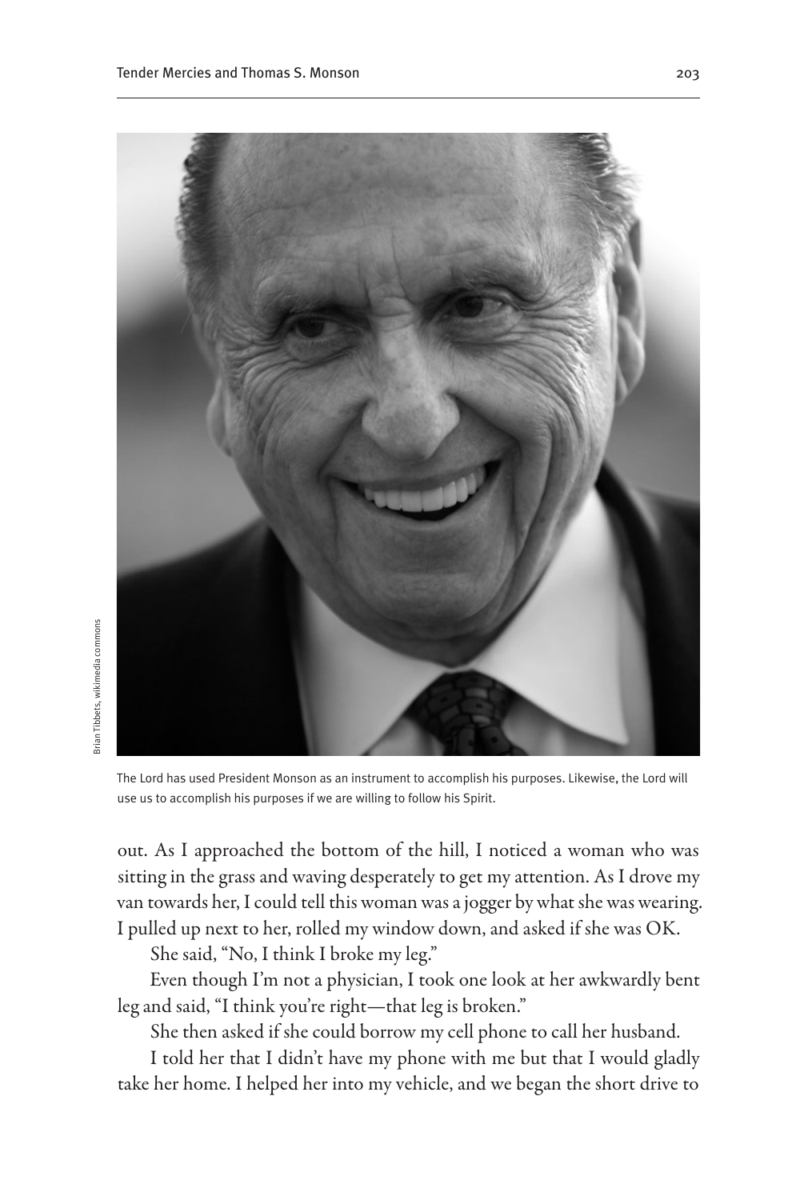Brian Tibbets, wikimedia commons

The Lord has used President Monson as an instrument to accomplish his purposes. Likewise, the Lord will use us to accomplish his purposes if we are willing to follow his Spirit.

out. As I approached the bottom of the hill, I noticed a woman who was sitting in the grass and waving desperately to get my attention. As I drove my van towards her, I could tell this woman was a jogger by what she was wearing. I pulled up next to her, rolled my window down, and asked if she was OK.

She said, "No, I think I broke my leg."

Even though I'm not a physician, I took one look at her awkwardly bent leg and said, "I think you're right—that leg is broken."

She then asked if she could borrow my cell phone to call her husband.

I told her that I didn't have my phone with me but that I would gladly take her home. I helped her into my vehicle, and we began the short drive to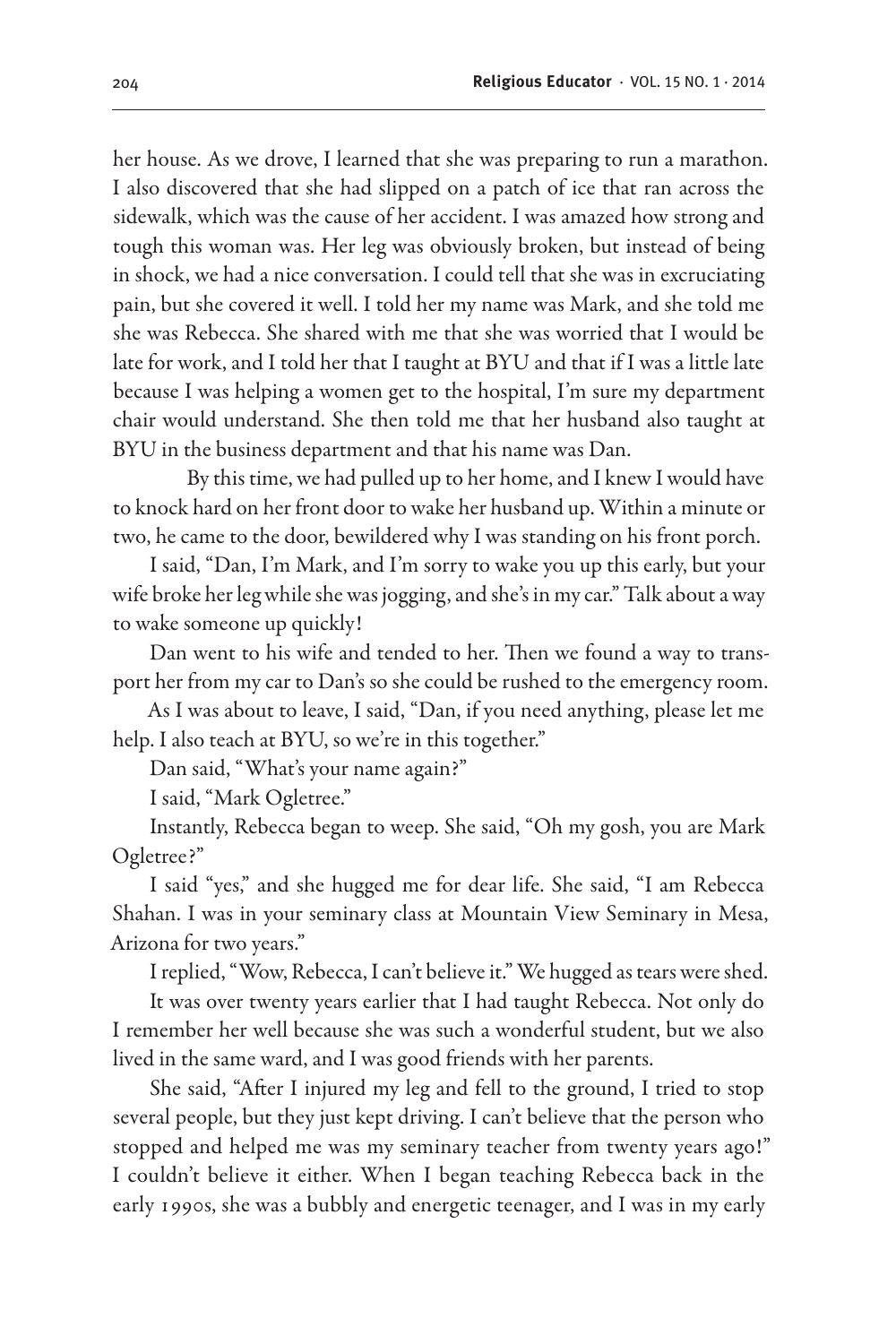her house. As we drove, I learned that she was preparing to run a marathon. I also discovered that she had slipped on a patch of ice that ran across the sidewalk, which was the cause of her accident. I was amazed how strong and tough this woman was. Her leg was obviously broken, but instead of being in shock, we had a nice conversation. I could tell that she was in excruciating pain, but she covered it well. I told her my name was Mark, and she told me she was Rebecca. She shared with me that she was worried that I would be late for work, and I told her that I taught at BYU and that if I was a little late because I was helping a women get to the hospital, I'm sure my department chair would understand. She then told me that her husband also taught at BYU in the business department and that his name was Dan.

By this time, we had pulled up to her home, and I knew I would have to knock hard on her front door to wake her husband up. Within a minute or two, he came to the door, bewildered why I was standing on his front porch.

I said, "Dan, I'm Mark, and I'm sorry to wake you up this early, but your wife broke her leg while she was jogging, and she's in my car." Talk about a way to wake someone up quickly!

Dan went to his wife and tended to her. Then we found a way to transport her from my car to Dan's so she could be rushed to the emergency room.

As I was about to leave, I said, "Dan, if you need anything, please let me help. I also teach at BYU, so we're in this together."

Dan said, "What's your name again?"

I said, "Mark Ogletree."

Instantly, Rebecca began to weep. She said, "Oh my gosh, you are Mark Ogletree?"

I said "yes," and she hugged me for dear life. She said, "I am Rebecca Shahan. I was in your seminary class at Mountain View Seminary in Mesa, Arizona for two years."

I replied, "Wow, Rebecca, I can't believe it." We hugged as tears were shed.

It was over twenty years earlier that I had taught Rebecca. Not only do I remember her well because she was such a wonderful student, but we also lived in the same ward, and I was good friends with her parents.

She said, "After I injured my leg and fell to the ground, I tried to stop several people, but they just kept driving. I can't believe that the person who stopped and helped me was my seminary teacher from twenty years ago!" I couldn't believe it either. When I began teaching Rebecca back in the early 1990s, she was a bubbly and energetic teenager, and I was in my early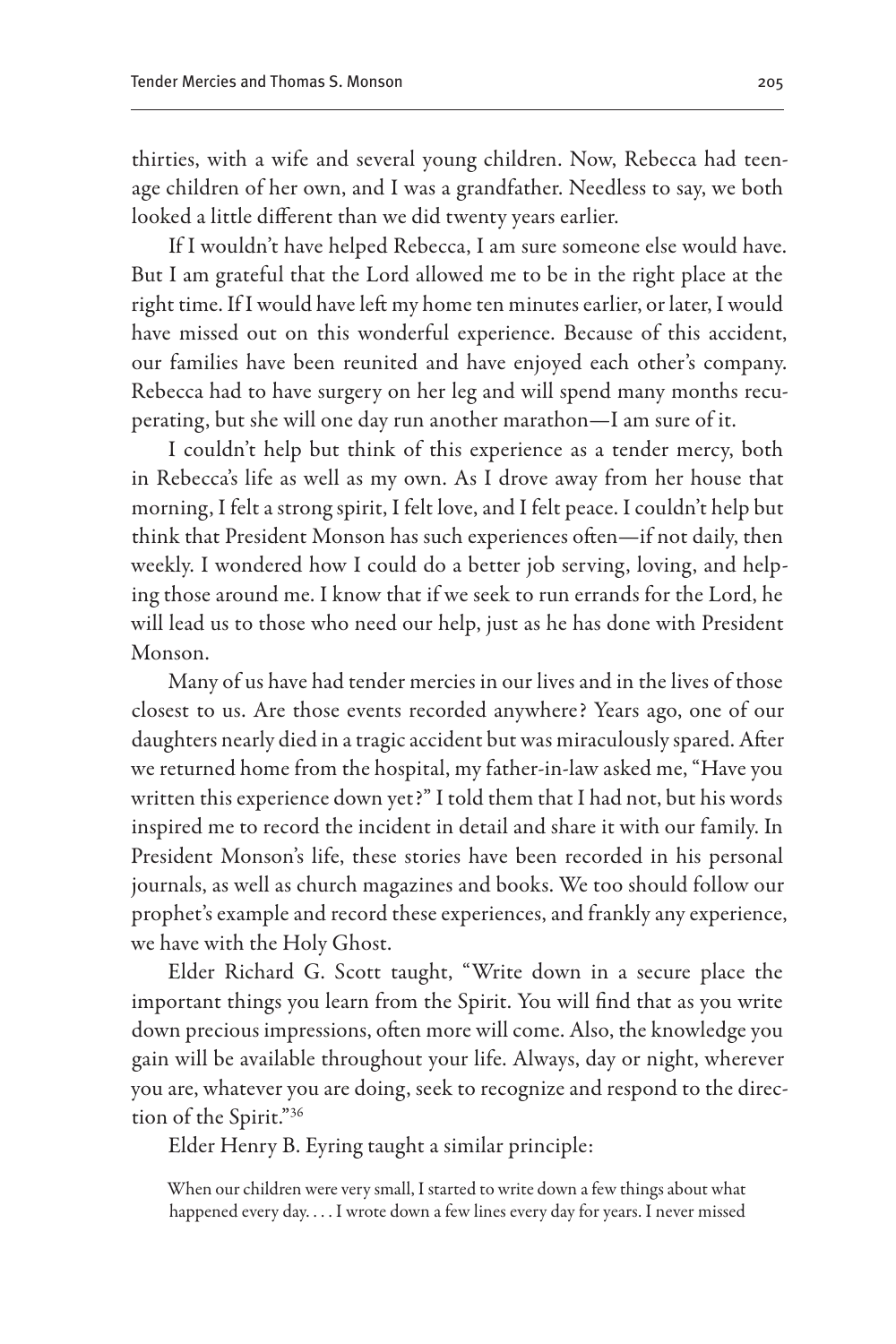thirties, with a wife and several young children. Now, Rebecca had teenage children of her own, and I was a grandfather. Needless to say, we both looked a little different than we did twenty years earlier.

If I wouldn't have helped Rebecca, I am sure someone else would have. But I am grateful that the Lord allowed me to be in the right place at the right time. If I would have left my home ten minutes earlier, or later, I would have missed out on this wonderful experience. Because of this accident, our families have been reunited and have enjoyed each other's company. Rebecca had to have surgery on her leg and will spend many months recuperating, but she will one day run another marathon—I am sure of it.

I couldn't help but think of this experience as a tender mercy, both in Rebecca's life as well as my own. As I drove away from her house that morning, I felt a strong spirit, I felt love, and I felt peace. I couldn't help but think that President Monson has such experiences often—if not daily, then weekly. I wondered how I could do a better job serving, loving, and helping those around me. I know that if we seek to run errands for the Lord, he will lead us to those who need our help, just as he has done with President Monson.

Many of us have had tender mercies in our lives and in the lives of those closest to us. Are those events recorded anywhere? Years ago, one of our daughters nearly died in a tragic accident but was miraculously spared. After we returned home from the hospital, my father-in-law asked me, "Have you written this experience down yet?" I told them that I had not, but his words inspired me to record the incident in detail and share it with our family. In President Monson's life, these stories have been recorded in his personal journals, as well as church magazines and books. We too should follow our prophet's example and record these experiences, and frankly any experience, we have with the Holy Ghost.

Elder Richard G. Scott taught, "Write down in a secure place the important things you learn from the Spirit. You will find that as you write down precious impressions, often more will come. Also, the knowledge you gain will be available throughout your life. Always, day or night, wherever you are, whatever you are doing, seek to recognize and respond to the direction of the Spirit."[36]

Elder Henry B. Eyring taught a similar principle:

> When our children were very small, I started to write down a few things about what happened every day. . . . I wrote down a few lines every day for years. I never missed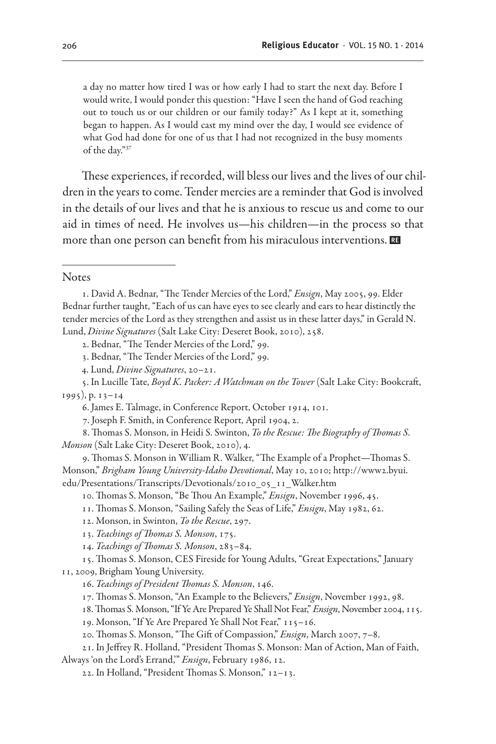a day no matter how tired I was or how early I had to start the next day. Before I would write, I would ponder this question: "Have I seen the hand of God reaching out to touch us or our children or our family today?" As I kept at it, something began to happen. As I would cast my mind over the day, I would see evidence of what God had done for one of us that I had not recognized in the busy moments of the day."[37]

These experiences, if recorded, will bless our lives and the lives of our children in the years to come. Tender mercies are a reminder that God is involved in the details of our lives and that he is anxious to rescue us and come to our aid in times of need. He involves us—his children—in the process so that more than one person can benefit from his miraculous interventions. RE

## Notes

1. David A. Bednar, "The Tender Mercies of the Lord," *Ensign*, May 2005, 99. Elder Bednar further taught, "Each of us can have eyes to see clearly and ears to hear distinctly the tender mercies of the Lord as they strengthen and assist us in these latter days," in Gerald N. Lund, *Divine Signatures* (Salt Lake City: Deseret Book, 2010), 258.
2. Bednar, "The Tender Mercies of the Lord," 99.
3. Bednar, "The Tender Mercies of the Lord," 99.
4. Lund, *Divine Signatures*, 20–21.
5. In Lucille Tate, *Boyd K. Packer: A Watchman on the Tower* (Salt Lake City: Bookcraft, 1995), p. 13–14
6. James E. Talmage, in Conference Report, October 1914, 101.
7. Joseph F. Smith, in Conference Report, April 1904, 2.
8. Thomas S. Monson, in Heidi S. Swinton, *To the Rescue: The Biography of Thomas S. Monson* (Salt Lake City: Deseret Book, 2010), 4.
9. Thomas S. Monson in William R. Walker, "The Example of a Prophet—Thomas S. Monson," *Brigham Young University-Idaho Devotional*, May 10, 2010; http://www2.byui.edu/Presentations/Transcripts/Devotionals/2010_05_11_Walker.htm
10. Thomas S. Monson, "Be Thou An Example," *Ensign*, November 1996, 45.
11. Thomas S. Monson, "Sailing Safely the Seas of Life," *Ensign*, May 1982, 62.
12. Monson, in Swinton, *To the Rescue*, 297.
13. *Teachings of Thomas S. Monson*, 175.
14. *Teachings of Thomas S. Monson*, 283–84.
15. Thomas S. Monson, CES Fireside for Young Adults, "Great Expectations," January 11, 2009, Brigham Young University.
16. *Teachings of President Thomas S. Monson*, 146.
17. Thomas S. Monson, "An Example to the Believers," *Ensign*, November 1992, 98.
18. Thomas S. Monson, "If Ye Are Prepared Ye Shall Not Fear," *Ensign*, November 2004, 115.
19. Monson, "If Ye Are Prepared Ye Shall Not Fear," 115–16.
20. Thomas S. Monson, "The Gift of Compassion," *Ensign*, March 2007, 7–8.
21. In Jeffrey R. Holland, "President Thomas S. Monson: Man of Action, Man of Faith, Always 'on the Lord's Errand,'" *Ensign*, February 1986, 12.
22. In Holland, "President Thomas S. Monson," 12–13.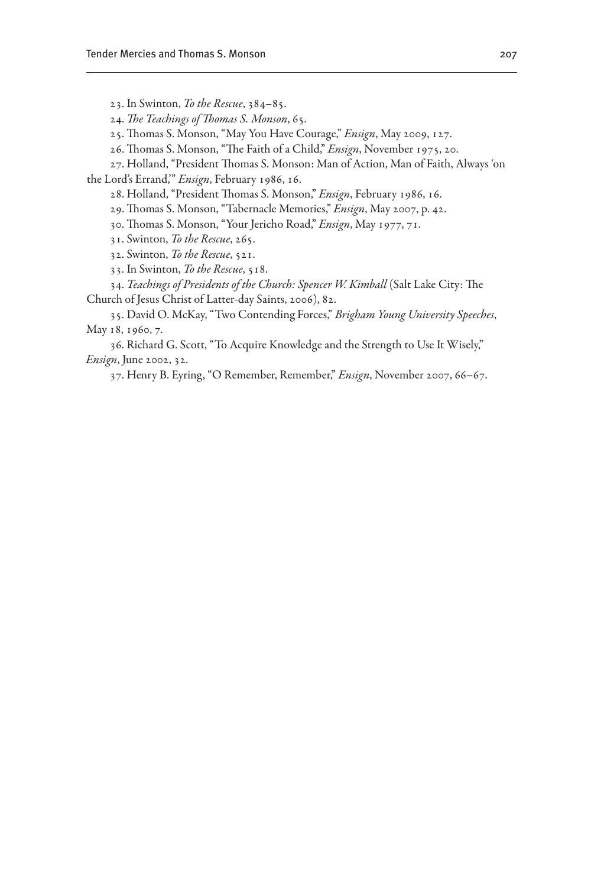23. In Swinton, *To the Rescue*, 384–85.

24. *The Teachings of Thomas S. Monson*, 65.

25. Thomas S. Monson, "May You Have Courage," *Ensign*, May 2009, 127.

26. Thomas S. Monson, "The Faith of a Child," *Ensign*, November 1975, 20.

27. Holland, "President Thomas S. Monson: Man of Action, Man of Faith, Always 'on the Lord's Errand,'" *Ensign*, February 1986, 16.

28. Holland, "President Thomas S. Monson," *Ensign*, February 1986, 16.

29. Thomas S. Monson, "Tabernacle Memories," *Ensign*, May 2007, p. 42.

30. Thomas S. Monson, "Your Jericho Road," *Ensign*, May 1977, 71.

31. Swinton, *To the Rescue*, 265.

32. Swinton, *To the Rescue*, 521.

33. In Swinton, *To the Rescue*, 518.

34. *Teachings of Presidents of the Church: Spencer W. Kimball* (Salt Lake City: The Church of Jesus Christ of Latter-day Saints, 2006), 82.

35. David O. McKay, "Two Contending Forces," *Brigham Young University Speeches*, May 18, 1960, 7.

36. Richard G. Scott, "To Acquire Knowledge and the Strength to Use It Wisely," *Ensign*, June 2002, 32.

37. Henry B. Eyring, "O Remember, Remember," *Ensign*, November 2007, 66–67.